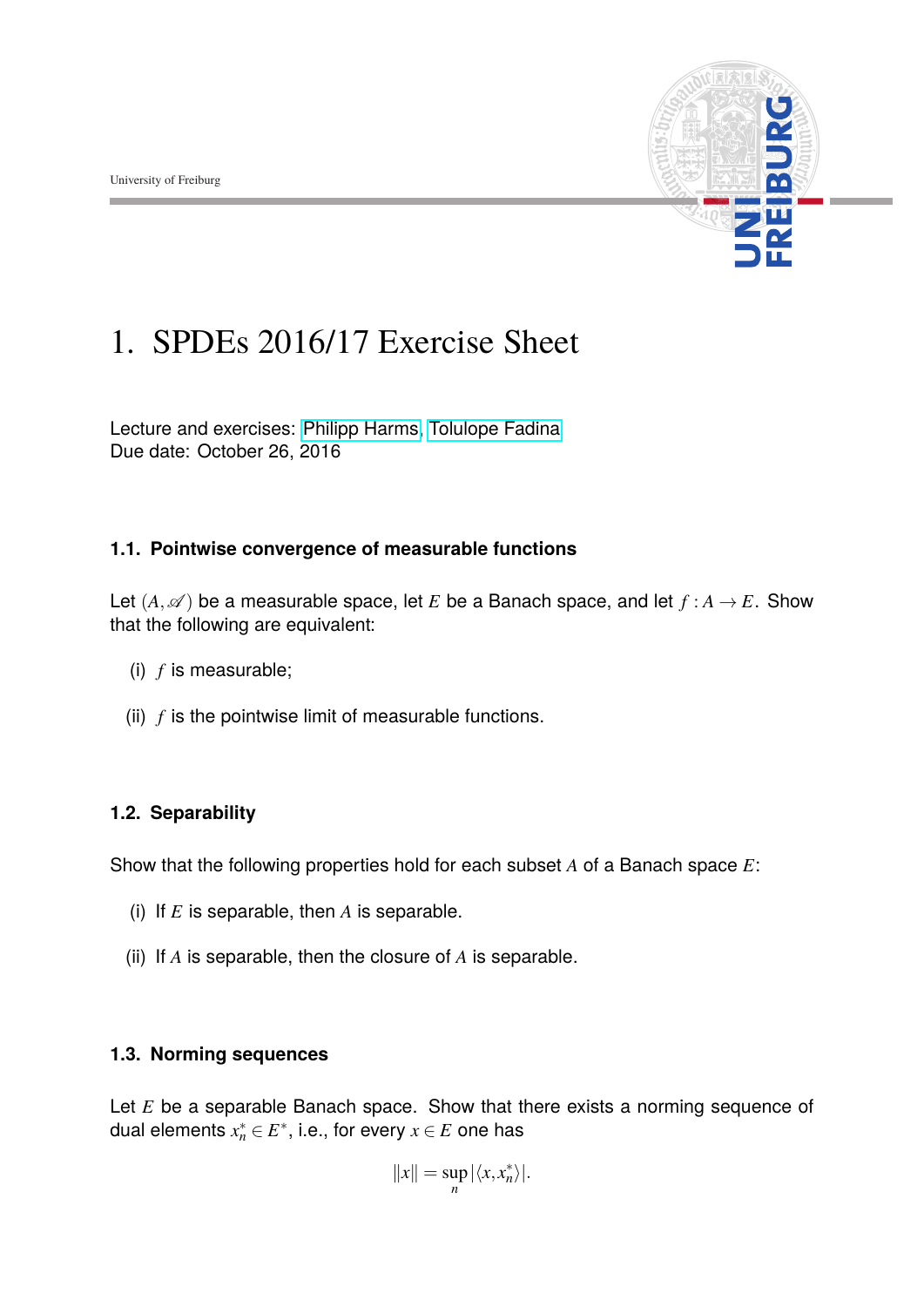University of Freiburg

# 1. SPDEs 2016/17 Exercise Sheet

Lecture and exercises: Philipp Harms, Tolulope Fadina
Due date: October 26, 2016

### 1.1. Pointwise convergence of measurable functions

Let $(A, \mathscr{A})$ be a measurable space, let $E$ be a Banach space, and let $f : A \to E$. Show that the following are equivalent:

(i) $f$ is measurable;

(ii) $f$ is the pointwise limit of measurable functions.

### 1.2. Separability

Show that the following properties hold for each subset $A$ of a Banach space $E$:

(i) If $E$ is separable, then $A$ is separable.

(ii) If $A$ is separable, then the closure of $A$ is separable.

### 1.3. Norming sequences

Let $E$ be a separable Banach space. Show that there exists a norming sequence of dual elements $x_n^* \in E^*$, i.e., for every $x \in E$ one has

$$\|x\| = \sup_n |\langle x, x_n^* \rangle|.$$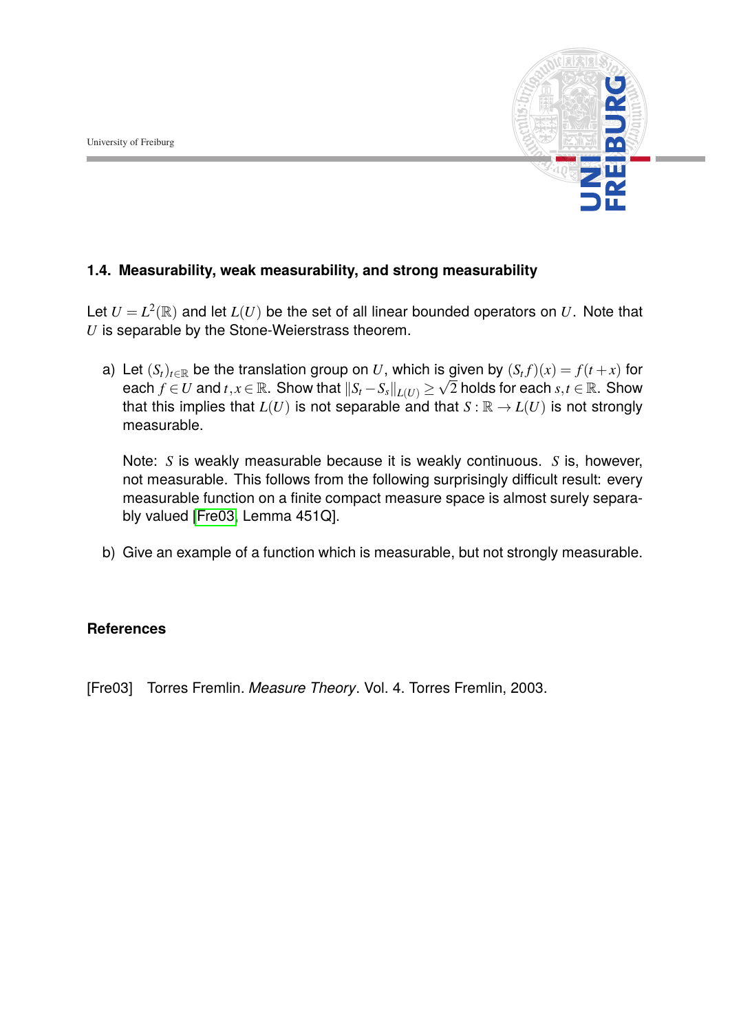### 1.4. Measurability, weak measurability, and strong measurability

Let $U = L^2(\mathbb{R})$ and let $L(U)$ be the set of all linear bounded operators on $U$. Note that $U$ is separable by the Stone-Weierstrass theorem.

a) Let $(S_t)_{t\in\mathbb{R}}$ be the translation group on $U$, which is given by $(S_t f)(x) = f(t+x)$ for each $f \in U$ and $t, x \in \mathbb{R}$. Show that $\|S_t - S_s\|_{L(U)} \geq \sqrt{2}$ holds for each $s, t \in \mathbb{R}$. Show that this implies that $L(U)$ is not separable and that $S : \mathbb{R} \to L(U)$ is not strongly measurable.

   Note: $S$ is weakly measurable because it is weakly continuous. $S$ is, however, not measurable. This follows from the following surprisingly difficult result: every measurable function on a finite compact measure space is almost surely separably valued [Fre03, Lemma 451Q].

b) Give an example of a function which is measurable, but not strongly measurable.

### References

[Fre03] Torres Fremlin. *Measure Theory*. Vol. 4. Torres Fremlin, 2003.